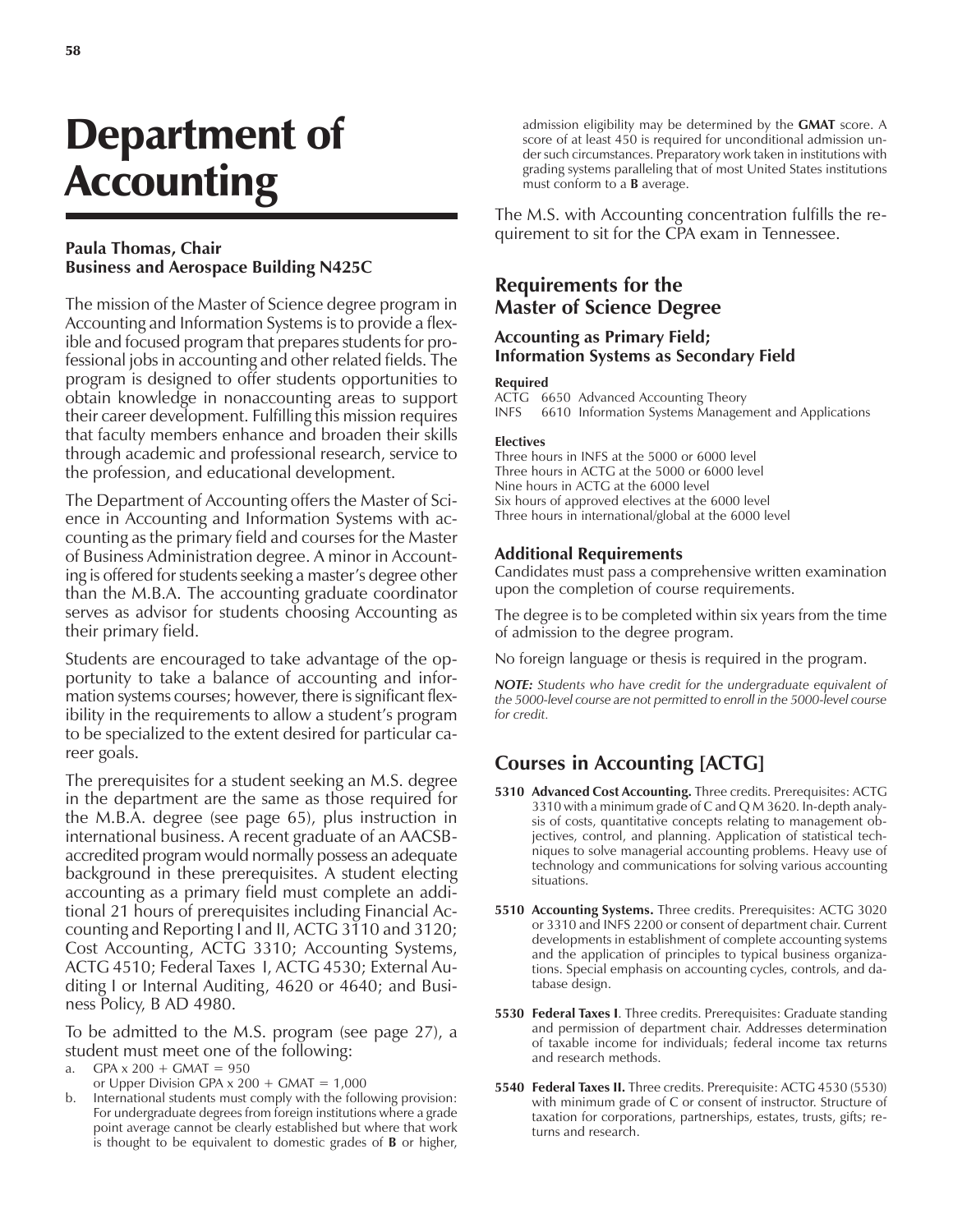# Department of Accounting

**Paula Thomas, Chair**
**Business and Aerospace Building N425C**

The mission of the Master of Science degree program in Accounting and Information Systems is to provide a flexible and focused program that prepares students for professional jobs in accounting and other related fields. The program is designed to offer students opportunities to obtain knowledge in nonaccounting areas to support their career development. Fulfilling this mission requires that faculty members enhance and broaden their skills through academic and professional research, service to the profession, and educational development.

The Department of Accounting offers the Master of Science in Accounting and Information Systems with accounting as the primary field and courses for the Master of Business Administration degree. A minor in Accounting is offered for students seeking a master's degree other than the M.B.A. The accounting graduate coordinator serves as advisor for students choosing Accounting as their primary field.

Students are encouraged to take advantage of the opportunity to take a balance of accounting and information systems courses; however, there is significant flexibility in the requirements to allow a student's program to be specialized to the extent desired for particular career goals.

The prerequisites for a student seeking an M.S. degree in the department are the same as those required for the M.B.A. degree (see page 65), plus instruction in international business. A recent graduate of an AACSB-accredited program would normally possess an adequate background in these prerequisites. A student electing accounting as a primary field must complete an additional 21 hours of prerequisites including Financial Accounting and Reporting I and II, ACTG 3110 and 3120; Cost Accounting, ACTG 3310; Accounting Systems, ACTG 4510; Federal Taxes I, ACTG 4530; External Auditing I or Internal Auditing, 4620 or 4640; and Business Policy, B AD 4980.

To be admitted to the M.S. program (see page 27), a student must meet one of the following:

a. GPA x 200 + GMAT = 950
   or Upper Division GPA x 200 + GMAT = 1,000
b. International students must comply with the following provision: For undergraduate degrees from foreign institutions where a grade point average cannot be clearly established but where that work is thought to be equivalent to domestic grades of **B** or higher, admission eligibility may be determined by the **GMAT** score. A score of at least 450 is required for unconditional admission under such circumstances. Preparatory work taken in institutions with grading systems paralleling that of most United States institutions must conform to a **B** average.

The M.S. with Accounting concentration fulfills the requirement to sit for the CPA exam in Tennessee.

## Requirements for the Master of Science Degree

### Accounting as Primary Field; Information Systems as Secondary Field

**Required**

ACTG 6650 Advanced Accounting Theory
INFS 6610 Information Systems Management and Applications

**Electives**

Three hours in INFS at the 5000 or 6000 level
Three hours in ACTG at the 5000 or 6000 level
Nine hours in ACTG at the 6000 level
Six hours of approved electives at the 6000 level
Three hours in international/global at the 6000 level

### Additional Requirements

Candidates must pass a comprehensive written examination upon the completion of course requirements.

The degree is to be completed within six years from the time of admission to the degree program.

No foreign language or thesis is required in the program.

***NOTE:*** *Students who have credit for the undergraduate equivalent of the 5000-level course are not permitted to enroll in the 5000-level course for credit.*

## Courses in Accounting [ACTG]

**5310 Advanced Cost Accounting.** Three credits. Prerequisites: ACTG 3310 with a minimum grade of C and Q M 3620. In-depth analysis of costs, quantitative concepts relating to management objectives, control, and planning. Application of statistical techniques to solve managerial accounting problems. Heavy use of technology and communications for solving various accounting situations.

**5510 Accounting Systems.** Three credits. Prerequisites: ACTG 3020 or 3310 and INFS 2200 or consent of department chair. Current developments in establishment of complete accounting systems and the application of principles to typical business organizations. Special emphasis on accounting cycles, controls, and database design.

**5530 Federal Taxes I**. Three credits. Prerequisites: Graduate standing and permission of department chair. Addresses determination of taxable income for individuals; federal income tax returns and research methods.

**5540 Federal Taxes II.** Three credits. Prerequisite: ACTG 4530 (5530) with minimum grade of C or consent of instructor. Structure of taxation for corporations, partnerships, estates, trusts, gifts; returns and research.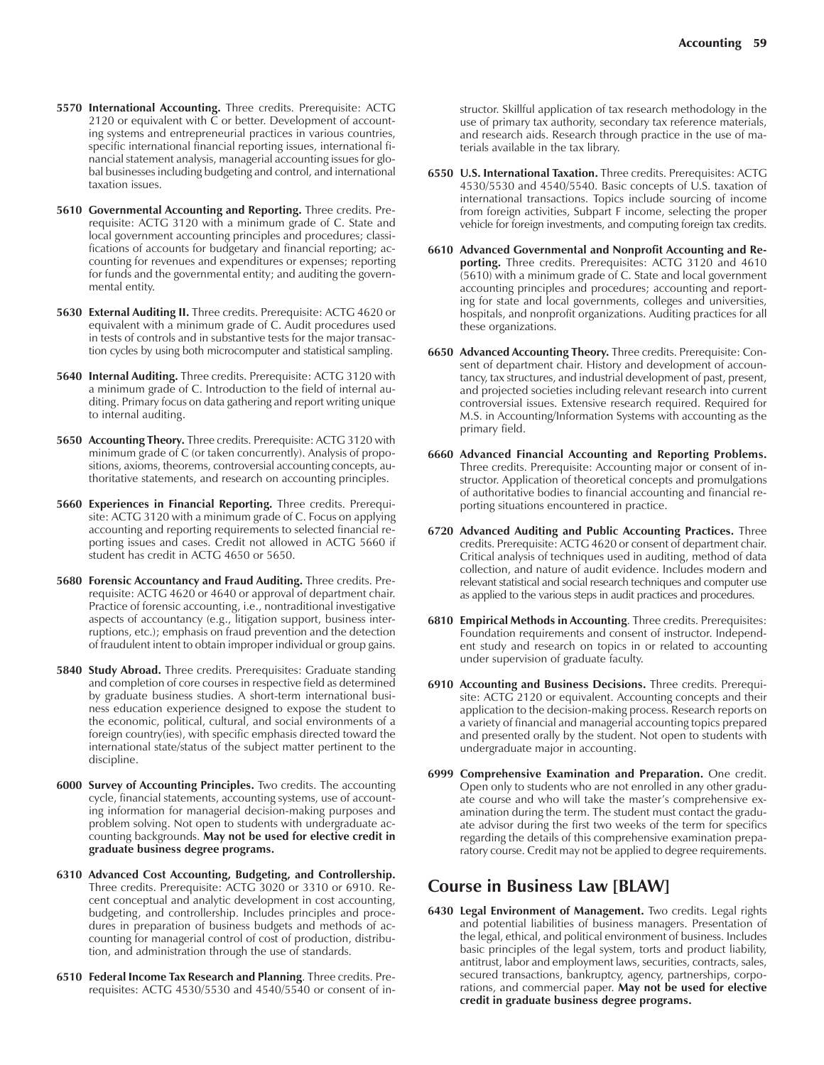**5570 International Accounting.** Three credits. Prerequisite: ACTG 2120 or equivalent with C or better. Development of accounting systems and entrepreneurial practices in various countries, specific international financial reporting issues, international financial statement analysis, managerial accounting issues for global businesses including budgeting and control, and international taxation issues.

**5610 Governmental Accounting and Reporting.** Three credits. Prerequisite: ACTG 3120 with a minimum grade of C. State and local government accounting principles and procedures; classifications of accounts for budgetary and financial reporting; accounting for revenues and expenditures or expenses; reporting for funds and the governmental entity; and auditing the governmental entity.

**5630 External Auditing II.** Three credits. Prerequisite: ACTG 4620 or equivalent with a minimum grade of C. Audit procedures used in tests of controls and in substantive tests for the major transaction cycles by using both microcomputer and statistical sampling.

**5640 Internal Auditing.** Three credits. Prerequisite: ACTG 3120 with a minimum grade of C. Introduction to the field of internal auditing. Primary focus on data gathering and report writing unique to internal auditing.

**5650 Accounting Theory.** Three credits. Prerequisite: ACTG 3120 with minimum grade of C (or taken concurrently). Analysis of propositions, axioms, theorems, controversial accounting concepts, authoritative statements, and research on accounting principles.

**5660 Experiences in Financial Reporting.** Three credits. Prerequisite: ACTG 3120 with a minimum grade of C. Focus on applying accounting and reporting requirements to selected financial reporting issues and cases. Credit not allowed in ACTG 5660 if student has credit in ACTG 4650 or 5650.

**5680 Forensic Accountancy and Fraud Auditing.** Three credits. Prerequisite: ACTG 4620 or 4640 or approval of department chair. Practice of forensic accounting, i.e., nontraditional investigative aspects of accountancy (e.g., litigation support, business interruptions, etc.); emphasis on fraud prevention and the detection of fraudulent intent to obtain improper individual or group gains.

**5840 Study Abroad.** Three credits. Prerequisites: Graduate standing and completion of core courses in respective field as determined by graduate business studies. A short-term international business education experience designed to expose the student to the economic, political, cultural, and social environments of a foreign country(ies), with specific emphasis directed toward the international state/status of the subject matter pertinent to the discipline.

**6000 Survey of Accounting Principles.** Two credits. The accounting cycle, financial statements, accounting systems, use of accounting information for managerial decision-making purposes and problem solving. Not open to students with undergraduate accounting backgrounds. **May not be used for elective credit in graduate business degree programs.**

**6310 Advanced Cost Accounting, Budgeting, and Controllership.** Three credits. Prerequisite: ACTG 3020 or 3310 or 6910. Recent conceptual and analytic development in cost accounting, budgeting, and controllership. Includes principles and procedures in preparation of business budgets and methods of accounting for managerial control of cost of production, distribution, and administration through the use of standards.

**6510 Federal Income Tax Research and Planning**. Three credits. Prerequisites: ACTG 4530/5530 and 4540/5540 or consent of instructor. Skillful application of tax research methodology in the use of primary tax authority, secondary tax reference materials, and research aids. Research through practice in the use of materials available in the tax library.

**6550 U.S. International Taxation.** Three credits. Prerequisites: ACTG 4530/5530 and 4540/5540. Basic concepts of U.S. taxation of international transactions. Topics include sourcing of income from foreign activities, Subpart F income, selecting the proper vehicle for foreign investments, and computing foreign tax credits.

**6610 Advanced Governmental and Nonprofit Accounting and Reporting.** Three credits. Prerequisites: ACTG 3120 and 4610 (5610) with a minimum grade of C. State and local government accounting principles and procedures; accounting and reporting for state and local governments, colleges and universities, hospitals, and nonprofit organizations. Auditing practices for all these organizations.

**6650 Advanced Accounting Theory.** Three credits. Prerequisite: Consent of department chair. History and development of accountancy, tax structures, and industrial development of past, present, and projected societies including relevant research into current controversial issues. Extensive research required. Required for M.S. in Accounting/Information Systems with accounting as the primary field.

**6660 Advanced Financial Accounting and Reporting Problems.** Three credits. Prerequisite: Accounting major or consent of instructor. Application of theoretical concepts and promulgations of authoritative bodies to financial accounting and financial reporting situations encountered in practice.

**6720 Advanced Auditing and Public Accounting Practices.** Three credits. Prerequisite: ACTG 4620 or consent of department chair. Critical analysis of techniques used in auditing, method of data collection, and nature of audit evidence. Includes modern and relevant statistical and social research techniques and computer use as applied to the various steps in audit practices and procedures.

**6810 Empirical Methods in Accounting**. Three credits. Prerequisites: Foundation requirements and consent of instructor. Independent study and research on topics in or related to accounting under supervision of graduate faculty.

**6910 Accounting and Business Decisions.** Three credits. Prerequisite: ACTG 2120 or equivalent. Accounting concepts and their application to the decision-making process. Research reports on a variety of financial and managerial accounting topics prepared and presented orally by the student. Not open to students with undergraduate major in accounting.

**6999 Comprehensive Examination and Preparation.** One credit. Open only to students who are not enrolled in any other graduate course and who will take the master's comprehensive examination during the term. The student must contact the graduate advisor during the first two weeks of the term for specifics regarding the details of this comprehensive examination preparatory course. Credit may not be applied to degree requirements.

## Course in Business Law [BLAW]

**6430 Legal Environment of Management.** Two credits. Legal rights and potential liabilities of business managers. Presentation of the legal, ethical, and political environment of business. Includes basic principles of the legal system, torts and product liability, antitrust, labor and employment laws, securities, contracts, sales, secured transactions, bankruptcy, agency, partnerships, corporations, and commercial paper. **May not be used for elective credit in graduate business degree programs.**